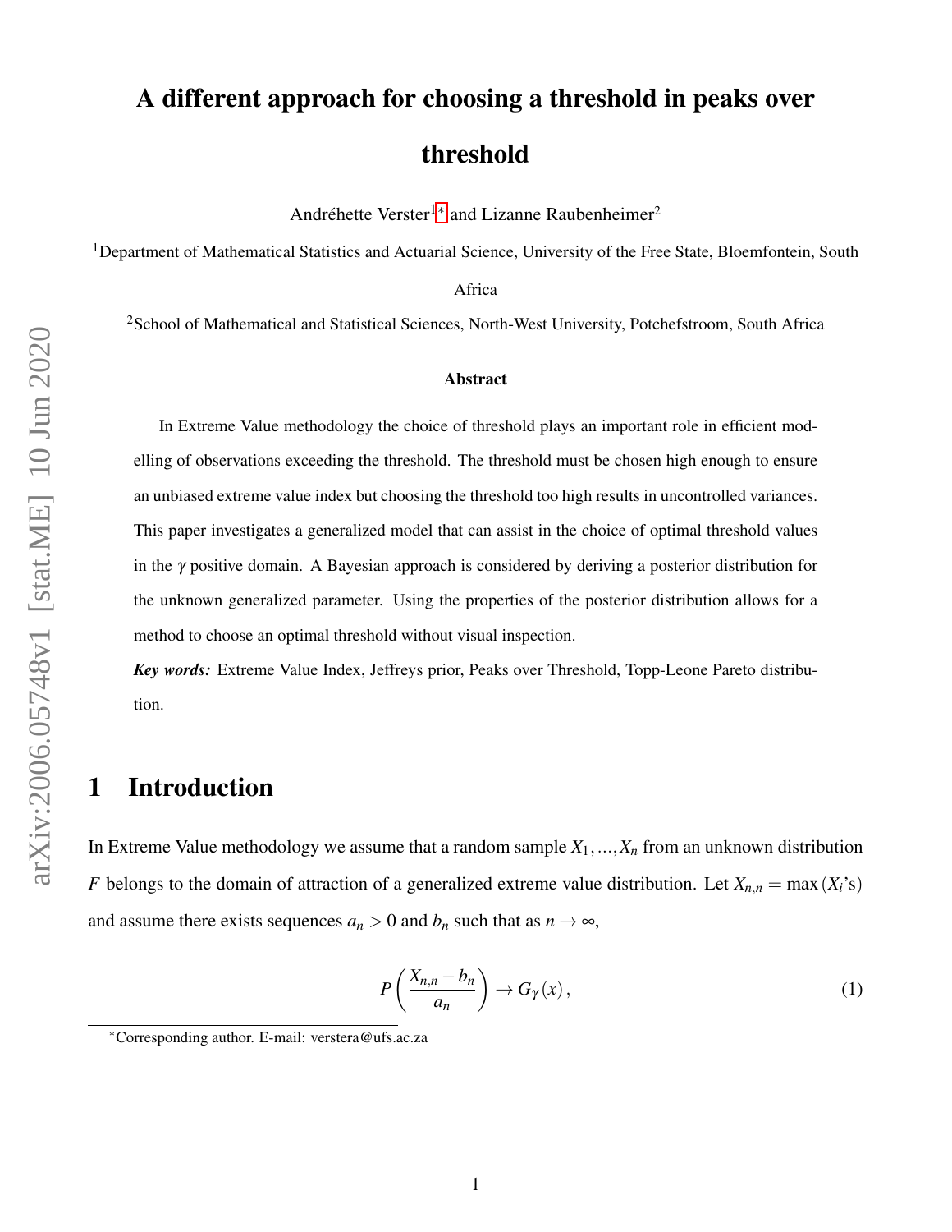# A different approach for choosing a threshold in peaks over threshold

Andréhette Verster[1]* and Lizanne Raubenheimer[2]

[1]Department of Mathematical Statistics and Actuarial Science, University of the Free State, Bloemfontein, South Africa

[2]School of Mathematical and Statistical Sciences, North-West University, Potchefstroom, South Africa

**Abstract**

In Extreme Value methodology the choice of threshold plays an important role in efficient modelling of observations exceeding the threshold. The threshold must be chosen high enough to ensure an unbiased extreme value index but choosing the threshold too high results in uncontrolled variances. This paper investigates a generalized model that can assist in the choice of optimal threshold values in the $\gamma$ positive domain. A Bayesian approach is considered by deriving a posterior distribution for the unknown generalized parameter. Using the properties of the posterior distribution allows for a method to choose an optimal threshold without visual inspection.

***Key words:*** Extreme Value Index, Jeffreys prior, Peaks over Threshold, Topp-Leone Pareto distribution.

## 1 Introduction

In Extreme Value methodology we assume that a random sample $X_1,...,X_n$ from an unknown distribution $F$ belongs to the domain of attraction of a generalized extreme value distribution. Let $X_{n,n} = \max(X_i\text{'s})$ and assume there exists sequences $a_n > 0$ and $b_n$ such that as $n \to \infty$,

$$P\left(\frac{X_{n,n} - b_n}{a_n}\right) \to G_\gamma(x), \tag{1}$$

*Corresponding author. E-mail: verstera@ufs.ac.za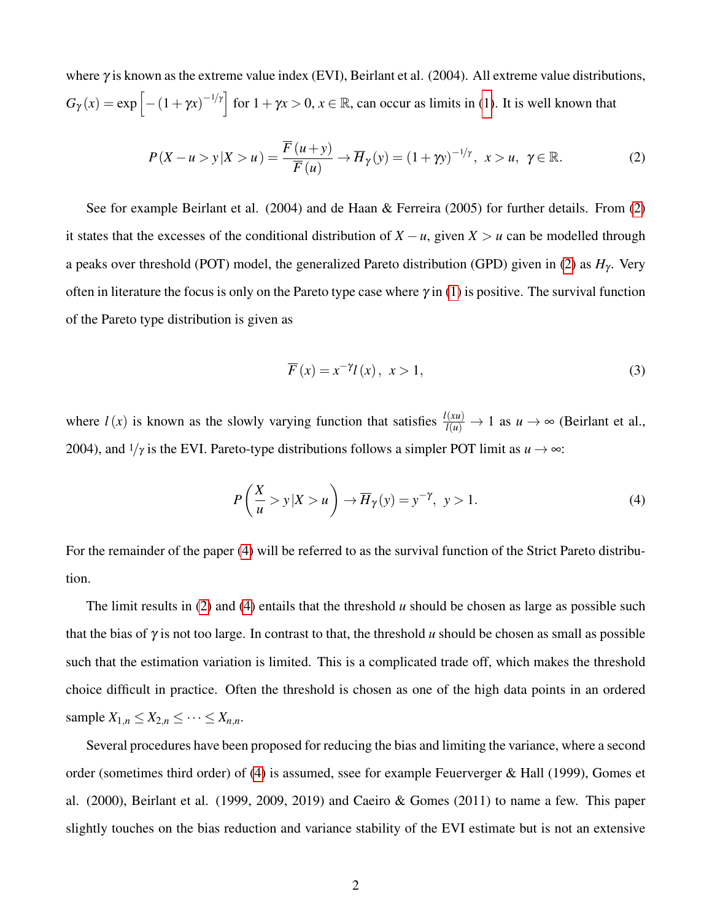where $\gamma$ is known as the extreme value index (EVI), Beirlant et al. (2004). All extreme value distributions, $G_\gamma(x) = \exp\left[-(1+\gamma x)^{-1/\gamma}\right]$ for $1+\gamma x > 0$, $x \in \mathbb{R}$, can occur as limits in (1). It is well known that

$$P(X-u > y | X > u) = \frac{\overline{F}(u+y)}{\overline{F}(u)} \to \overline{H}_\gamma(y) = (1+\gamma y)^{-1/\gamma}, \;\; x > u, \;\; \gamma \in \mathbb{R}. \tag{2}$$

See for example Beirlant et al. (2004) and de Haan & Ferreira (2005) for further details. From (2) it states that the excesses of the conditional distribution of $X-u$, given $X > u$ can be modelled through a peaks over threshold (POT) model, the generalized Pareto distribution (GPD) given in (2) as $H_\gamma$. Very often in literature the focus is only on the Pareto type case where $\gamma$ in (1) is positive. The survival function of the Pareto type distribution is given as

$$\overline{F}(x) = x^{-\gamma} l(x), \;\; x > 1, \tag{3}$$

where $l(x)$ is known as the slowly varying function that satisfies $\frac{l(xu)}{l(u)} \to 1$ as $u \to \infty$ (Beirlant et al., 2004), and $1/\gamma$ is the EVI. Pareto-type distributions follows a simpler POT limit as $u \to \infty$:

$$P\left(\frac{X}{u} > y | X > u\right) \to \overline{H}_\gamma(y) = y^{-\gamma}, \;\; y > 1. \tag{4}$$

For the remainder of the paper (4) will be referred to as the survival function of the Strict Pareto distribution.

The limit results in (2) and (4) entails that the threshold $u$ should be chosen as large as possible such that the bias of $\gamma$ is not too large. In contrast to that, the threshold $u$ should be chosen as small as possible such that the estimation variation is limited. This is a complicated trade off, which makes the threshold choice difficult in practice. Often the threshold is chosen as one of the high data points in an ordered sample $X_{1,n} \leq X_{2,n} \leq \cdots \leq X_{n,n}$.

Several procedures have been proposed for reducing the bias and limiting the variance, where a second order (sometimes third order) of (4) is assumed, ssee for example Feuerverger & Hall (1999), Gomes et al. (2000), Beirlant et al. (1999, 2009, 2019) and Caeiro & Gomes (2011) to name a few. This paper slightly touches on the bias reduction and variance stability of the EVI estimate but is not an extensive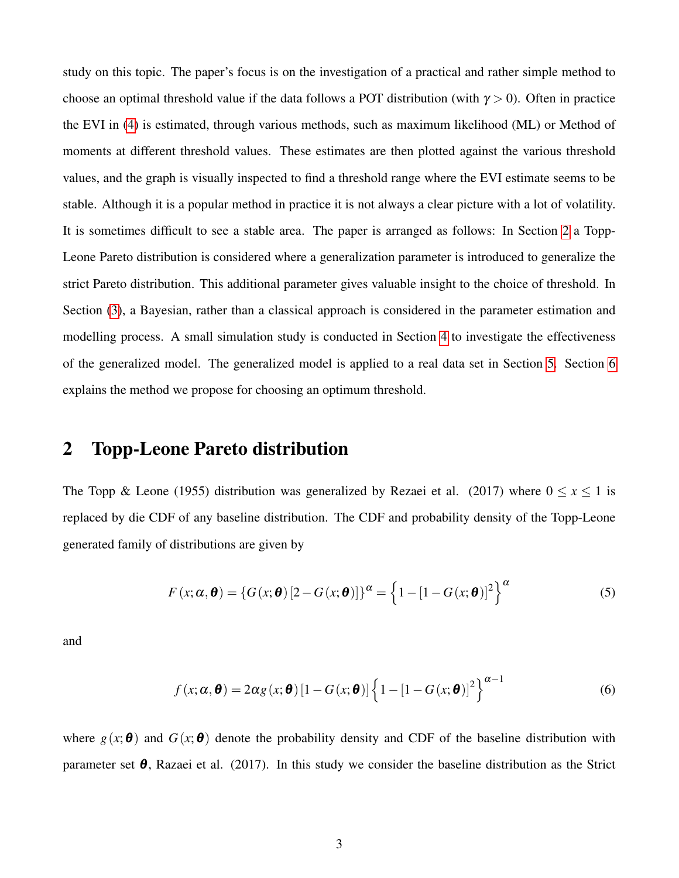study on this topic. The paper's focus is on the investigation of a practical and rather simple method to choose an optimal threshold value if the data follows a POT distribution (with $\gamma > 0$). Often in practice the EVI in (4) is estimated, through various methods, such as maximum likelihood (ML) or Method of moments at different threshold values. These estimates are then plotted against the various threshold values, and the graph is visually inspected to find a threshold range where the EVI estimate seems to be stable. Although it is a popular method in practice it is not always a clear picture with a lot of volatility. It is sometimes difficult to see a stable area. The paper is arranged as follows: In Section 2 a Topp-Leone Pareto distribution is considered where a generalization parameter is introduced to generalize the strict Pareto distribution. This additional parameter gives valuable insight to the choice of threshold. In Section (3), a Bayesian, rather than a classical approach is considered in the parameter estimation and modelling process. A small simulation study is conducted in Section 4 to investigate the effectiveness of the generalized model. The generalized model is applied to a real data set in Section 5. Section 6 explains the method we propose for choosing an optimum threshold.

## 2 Topp-Leone Pareto distribution

The Topp & Leone (1955) distribution was generalized by Rezaei et al. (2017) where $0 \leq x \leq 1$ is replaced by die CDF of any baseline distribution. The CDF and probability density of the Topp-Leone generated family of distributions are given by

$$F(x;\alpha,\boldsymbol{\theta}) = \{G(x;\boldsymbol{\theta})[2 - G(x;\boldsymbol{\theta})]\}^{\alpha} = \left\{1 - [1 - G(x;\boldsymbol{\theta})]^2\right\}^{\alpha} \tag{5}$$

and

$$f(x;\alpha,\boldsymbol{\theta}) = 2\alpha g(x;\boldsymbol{\theta})[1 - G(x;\boldsymbol{\theta})]\left\{1 - [1 - G(x;\boldsymbol{\theta})]^2\right\}^{\alpha-1} \tag{6}$$

where $g(x;\boldsymbol{\theta})$ and $G(x;\boldsymbol{\theta})$ denote the probability density and CDF of the baseline distribution with parameter set $\boldsymbol{\theta}$, Razaei et al. (2017). In this study we consider the baseline distribution as the Strict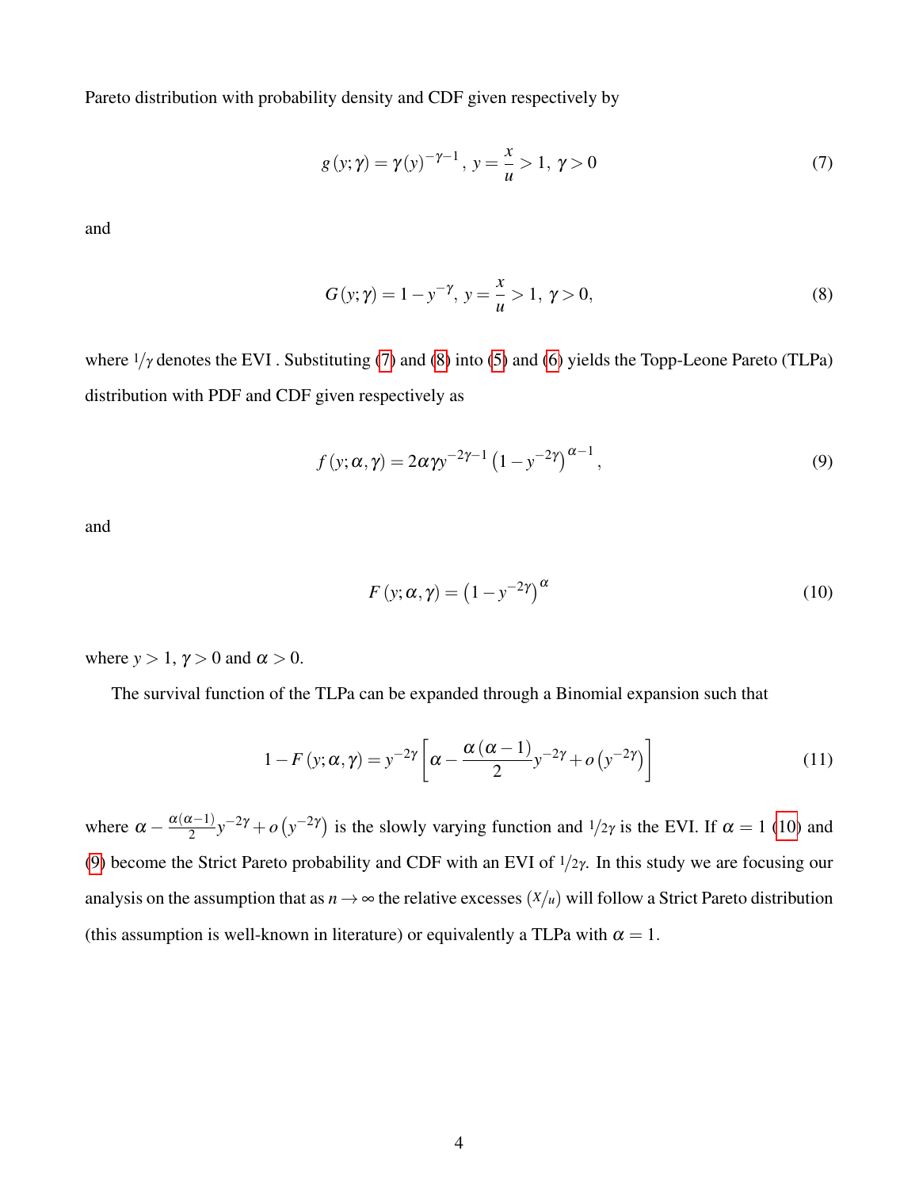Pareto distribution with probability density and CDF given respectively by

$$g(y;\gamma) = \gamma(y)^{-\gamma-1},\; y = \frac{x}{u} > 1,\; \gamma > 0 \tag{7}$$

and

$$G(y;\gamma) = 1 - y^{-\gamma},\; y = \frac{x}{u} > 1,\; \gamma > 0, \tag{8}$$

where $1/\gamma$ denotes the EVI . Substituting (7) and (8) into (5) and (6) yields the Topp-Leone Pareto (TLPa) distribution with PDF and CDF given respectively as

$$f(y;\alpha,\gamma) = 2\alpha\gamma y^{-2\gamma-1}\left(1 - y^{-2\gamma}\right)^{\alpha-1}, \tag{9}$$

and

$$F(y;\alpha,\gamma) = \left(1 - y^{-2\gamma}\right)^{\alpha} \tag{10}$$

where $y > 1$, $\gamma > 0$ and $\alpha > 0$.

The survival function of the TLPa can be expanded through a Binomial expansion such that

$$1 - F(y;\alpha,\gamma) = y^{-2\gamma}\left[\alpha - \frac{\alpha(\alpha-1)}{2}y^{-2\gamma} + o\left(y^{-2\gamma}\right)\right] \tag{11}$$

where $\alpha - \frac{\alpha(\alpha-1)}{2}y^{-2\gamma} + o\left(y^{-2\gamma}\right)$ is the slowly varying function and $1/2\gamma$ is the EVI. If $\alpha = 1$ (10) and (9) become the Strict Pareto probability and CDF with an EVI of $1/2\gamma$. In this study we are focusing our analysis on the assumption that as $n \to \infty$ the relative excesses $(X/u)$ will follow a Strict Pareto distribution (this assumption is well-known in literature) or equivalently a TLPa with $\alpha = 1$.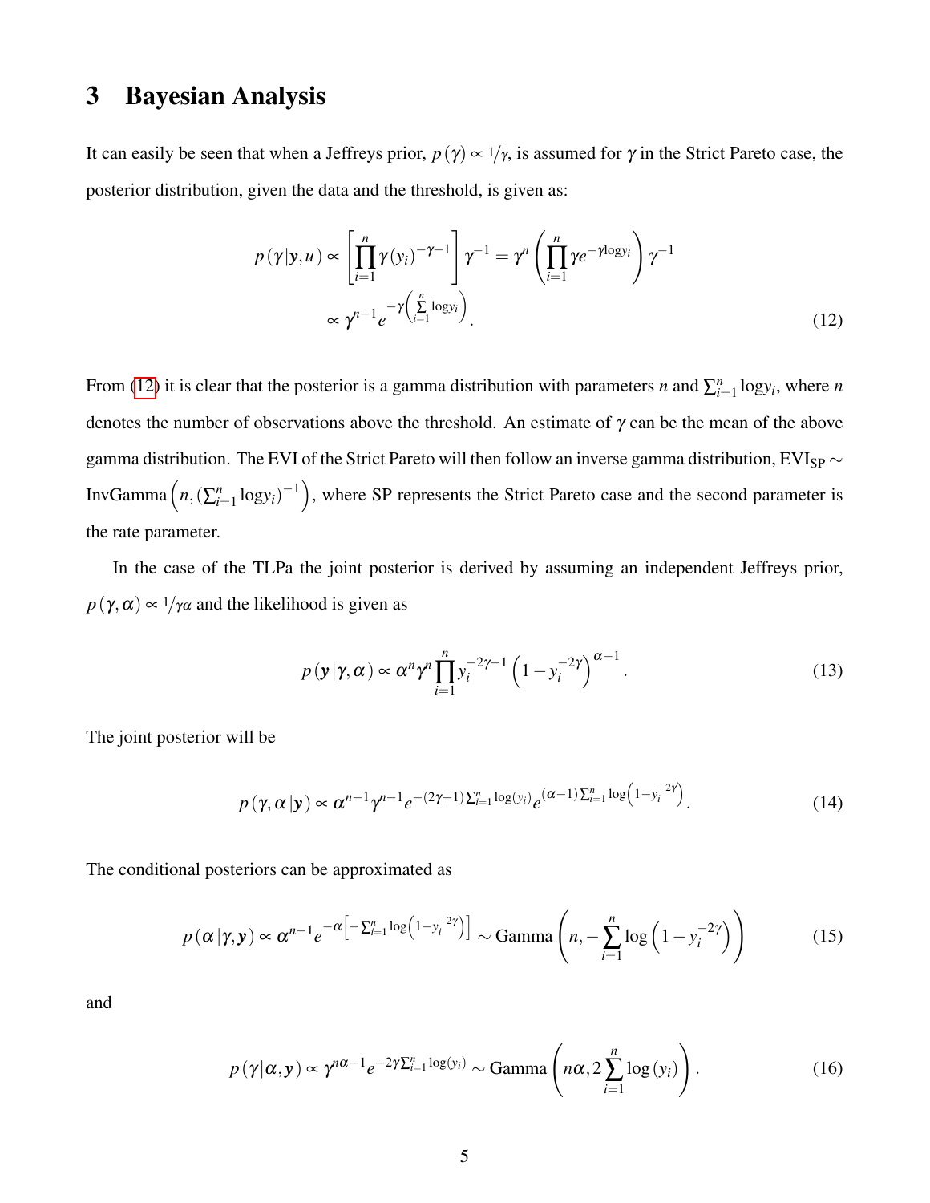# 3 Bayesian Analysis

It can easily be seen that when a Jeffreys prior, $p(\gamma) \propto 1/\gamma$, is assumed for $\gamma$ in the Strict Pareto case, the posterior distribution, given the data and the threshold, is given as:

$$
\begin{aligned}
p(\gamma|\mathbf{y},u) &\propto \left[\prod_{i=1}^{n} \gamma (y_i)^{-\gamma-1}\right]\gamma^{-1} = \gamma^n \left(\prod_{i=1}^{n} \gamma e^{-\gamma \log y_i}\right)\gamma^{-1} \\
&\propto \gamma^{n-1} e^{-\gamma\left(\sum\limits_{i=1}^{n} \log y_i\right)}.
\end{aligned} \tag{12}
$$

From (12) it is clear that the posterior is a gamma distribution with parameters $n$ and $\sum_{i=1}^{n} \log y_i$, where $n$ denotes the number of observations above the threshold. An estimate of $\gamma$ can be the mean of the above gamma distribution. The EVI of the Strict Pareto will then follow an inverse gamma distribution, $\text{EVI}_{\text{SP}} \sim \text{InvGamma}\left(n, \left(\sum_{i=1}^{n} \log y_i\right)^{-1}\right)$, where SP represents the Strict Pareto case and the second parameter is the rate parameter.

In the case of the TLPa the joint posterior is derived by assuming an independent Jeffreys prior, $p(\gamma,\alpha) \propto 1/\gamma\alpha$ and the likelihood is given as

$$
p(\mathbf{y}|\gamma,\alpha) \propto \alpha^n \gamma^n \prod_{i=1}^{n} y_i^{-2\gamma-1}\left(1-y_i^{-2\gamma}\right)^{\alpha-1}. \tag{13}
$$

The joint posterior will be

$$
p(\gamma,\alpha|\mathbf{y}) \propto \alpha^{n-1}\gamma^{n-1} e^{-(2\gamma+1)\sum_{i=1}^{n}\log(y_i)} e^{(\alpha-1)\sum_{i=1}^{n}\log\left(1-y_i^{-2\gamma}\right)}. \tag{14}
$$

The conditional posteriors can be approximated as

$$
p(\alpha|\gamma,\mathbf{y}) \propto \alpha^{n-1} e^{-\alpha\left[-\sum_{i=1}^{n}\log\left(1-y_i^{-2\gamma}\right)\right]} \sim \text{Gamma}\left(n, -\sum_{i=1}^{n}\log\left(1-y_i^{-2\gamma}\right)\right) \tag{15}
$$

and

$$
p(\gamma|\alpha,\mathbf{y}) \propto \gamma^{n\alpha-1} e^{-2\gamma\sum_{i=1}^{n}\log(y_i)} \sim \text{Gamma}\left(n\alpha, 2\sum_{i=1}^{n}\log(y_i)\right). \tag{16}
$$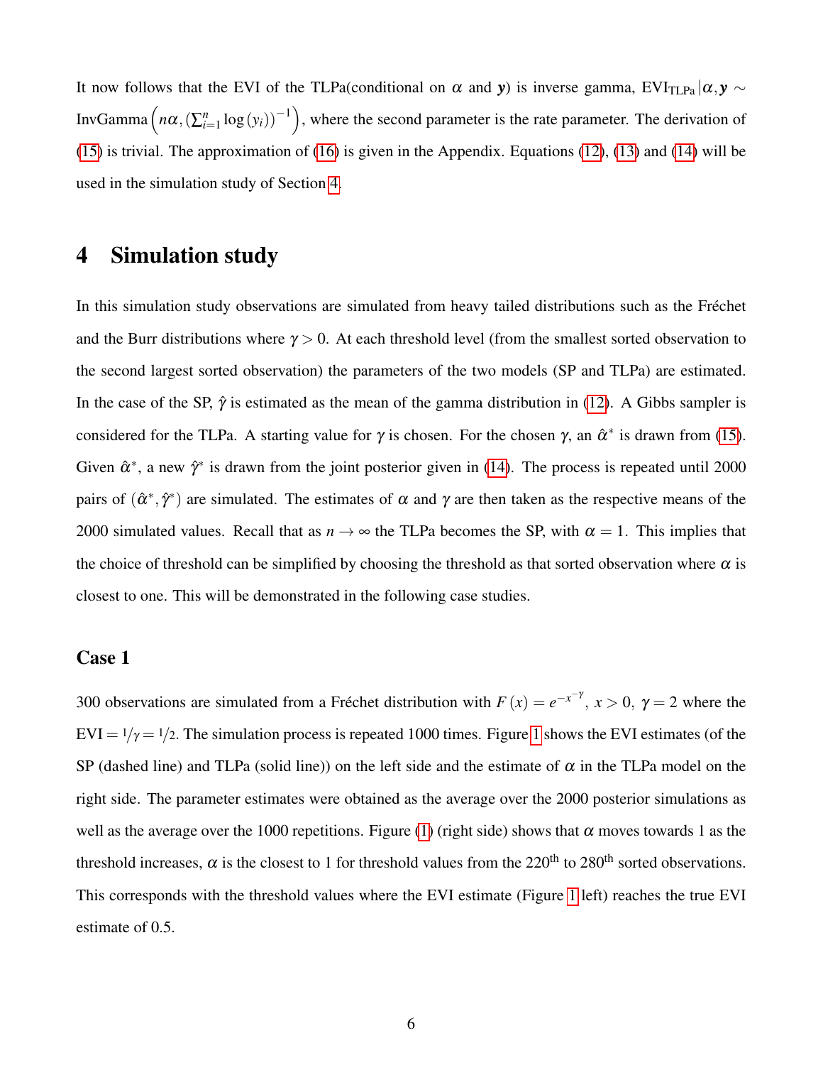It now follows that the EVI of the TLPa(conditional on $\alpha$ and $\boldsymbol{y}$) is inverse gamma, $\text{EVI}_{\text{TLPa}}|\alpha,\boldsymbol{y} \sim \text{InvGamma}\left(n\alpha, \left(\sum_{i=1}^{n}\log\left(y_i\right)\right)^{-1}\right)$, where the second parameter is the rate parameter. The derivation of (15) is trivial. The approximation of (16) is given in the Appendix. Equations (12), (13) and (14) will be used in the simulation study of Section 4.

# 4 Simulation study

In this simulation study observations are simulated from heavy tailed distributions such as the Fréchet and the Burr distributions where $\gamma > 0$. At each threshold level (from the smallest sorted observation to the second largest sorted observation) the parameters of the two models (SP and TLPa) are estimated. In the case of the SP, $\hat{\gamma}$ is estimated as the mean of the gamma distribution in (12). A Gibbs sampler is considered for the TLPa. A starting value for $\gamma$ is chosen. For the chosen $\gamma$, an $\hat{\alpha}^*$ is drawn from (15). Given $\hat{\alpha}^*$, a new $\hat{\gamma}^*$ is drawn from the joint posterior given in (14). The process is repeated until 2000 pairs of $(\hat{\alpha}^*, \hat{\gamma}^*)$ are simulated. The estimates of $\alpha$ and $\gamma$ are then taken as the respective means of the 2000 simulated values. Recall that as $n \to \infty$ the TLPa becomes the SP, with $\alpha = 1$. This implies that the choice of threshold can be simplified by choosing the threshold as that sorted observation where $\alpha$ is closest to one. This will be demonstrated in the following case studies.

### Case 1

300 observations are simulated from a Fréchet distribution with $F(x) = e^{-x^{-\gamma}}$, $x > 0$, $\gamma = 2$ where the $\text{EVI} = 1/\gamma = 1/2$. The simulation process is repeated 1000 times. Figure 1 shows the EVI estimates (of the SP (dashed line) and TLPa (solid line)) on the left side and the estimate of $\alpha$ in the TLPa model on the right side. The parameter estimates were obtained as the average over the 2000 posterior simulations as well as the average over the 1000 repetitions. Figure (1) (right side) shows that $\alpha$ moves towards 1 as the threshold increases, $\alpha$ is the closest to 1 for threshold values from the 220$^{\text{th}}$ to 280$^{\text{th}}$ sorted observations. This corresponds with the threshold values where the EVI estimate (Figure 1 left) reaches the true EVI estimate of 0.5.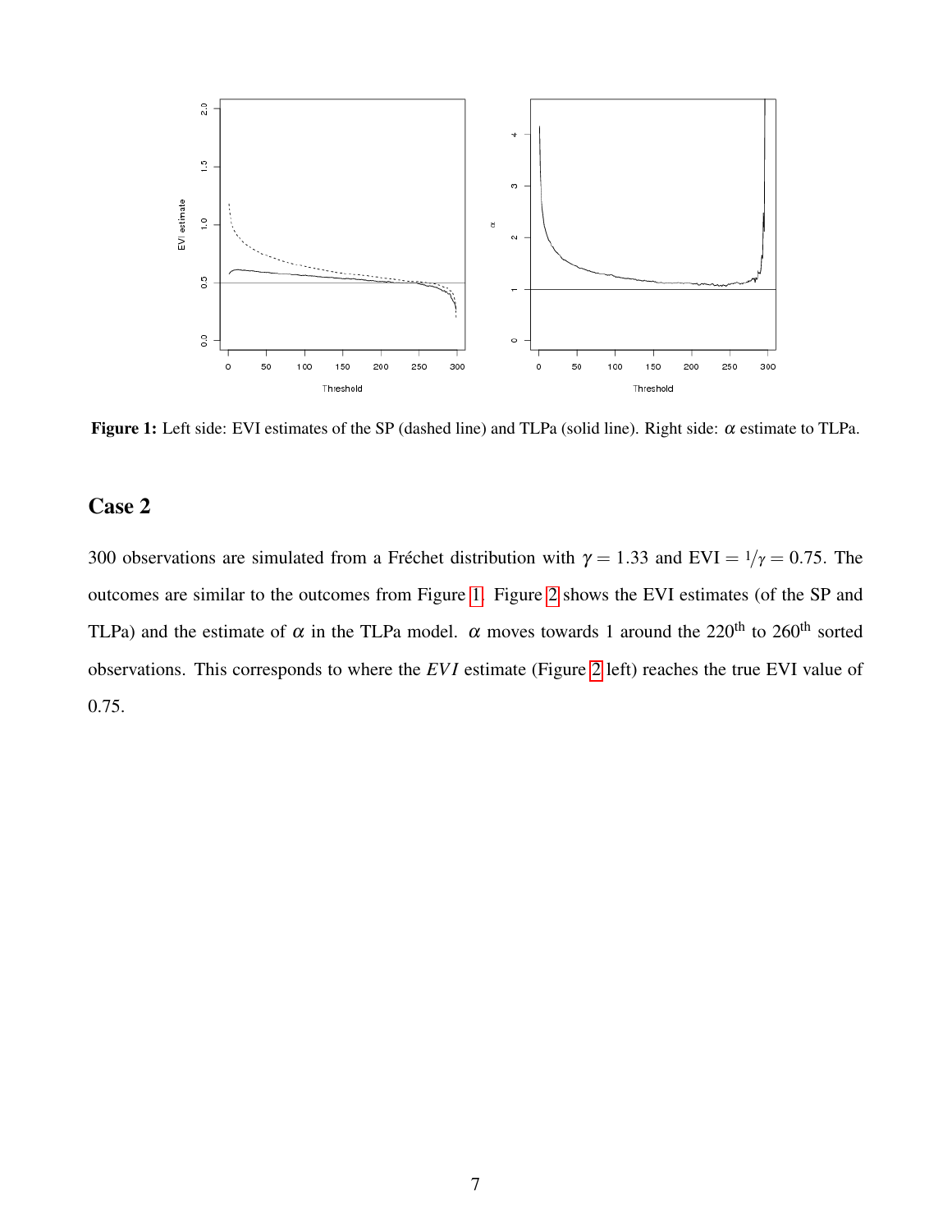**Figure 1:** Left side: EVI estimates of the SP (dashed line) and TLPa (solid line). Right side: $\alpha$ estimate to TLPa.

## Case 2

300 observations are simulated from a Fréchet distribution with $\gamma = 1.33$ and EVI $= {}^1\!/\!_\gamma = 0.75$. The outcomes are similar to the outcomes from Figure 1. Figure 2 shows the EVI estimates (of the SP and TLPa) and the estimate of $\alpha$ in the TLPa model. $\alpha$ moves towards 1 around the 220$^{\text{th}}$ to 260$^{\text{th}}$ sorted observations. This corresponds to where the $EVI$ estimate (Figure 2 left) reaches the true EVI value of 0.75.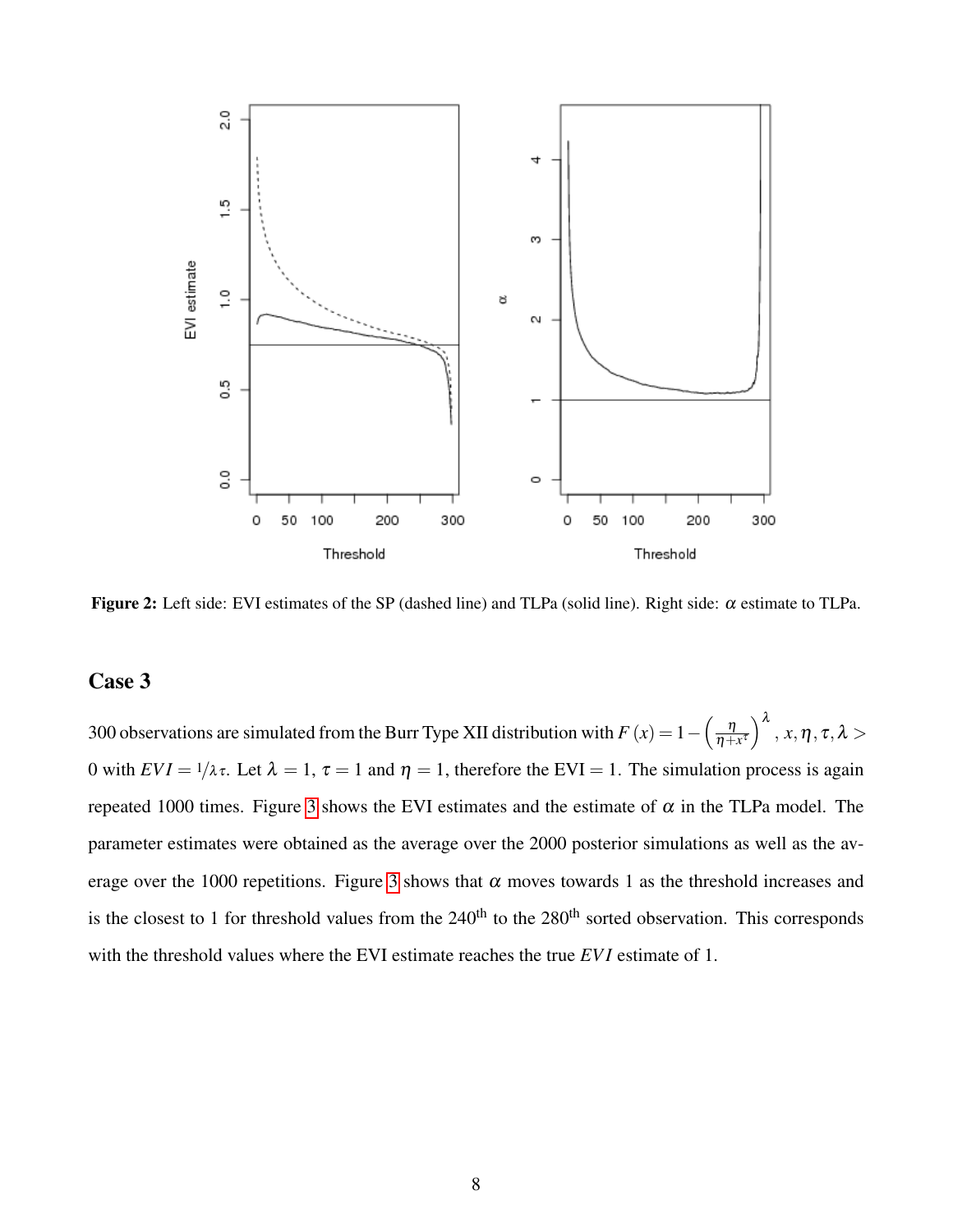Figure 2: Left side: EVI estimates of the SP (dashed line) and TLPa (solid line). Right side: $\alpha$ estimate to TLPa.

## Case 3

300 observations are simulated from the Burr Type XII distribution with $F(x) = 1 - \left(\frac{\eta}{\eta + x^{\tau}}\right)^{\lambda}$, $x, \eta, \tau, \lambda > 0$ with $EVI = 1/\lambda\tau$. Let $\lambda = 1$, $\tau = 1$ and $\eta = 1$, therefore the EVI $= 1$. The simulation process is again repeated 1000 times. Figure 3 shows the EVI estimates and the estimate of $\alpha$ in the TLPa model. The parameter estimates were obtained as the average over the 2000 posterior simulations as well as the average over the 1000 repetitions. Figure 3 shows that $\alpha$ moves towards 1 as the threshold increases and is the closest to 1 for threshold values from the 240$^{\text{th}}$ to the 280$^{\text{th}}$ sorted observation. This corresponds with the threshold values where the EVI estimate reaches the true $EVI$ estimate of 1.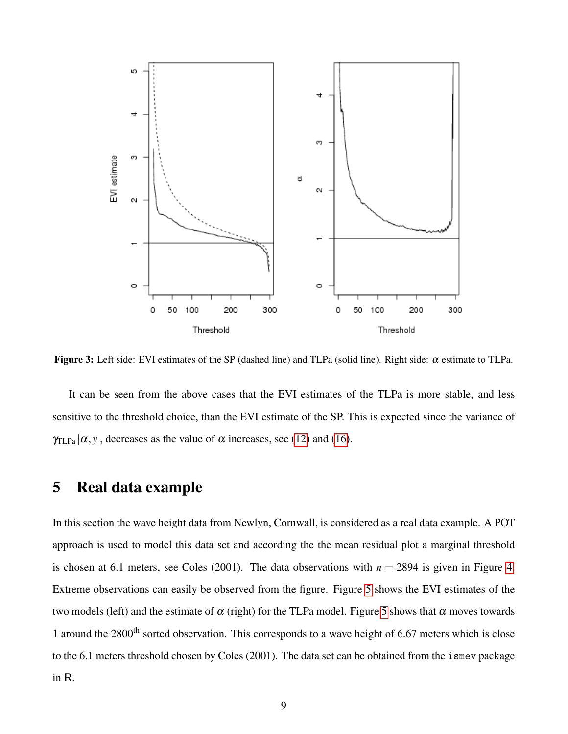**Figure 3:** Left side: EVI estimates of the SP (dashed line) and TLPa (solid line). Right side: $\alpha$ estimate to TLPa.

It can be seen from the above cases that the EVI estimates of the TLPa is more stable, and less sensitive to the threshold choice, than the EVI estimate of the SP. This is expected since the variance of $\gamma_{\text{TLPa}}|\alpha, y$ , decreases as the value of $\alpha$ increases, see (12) and (16).

## 5 Real data example

In this section the wave height data from Newlyn, Cornwall, is considered as a real data example. A POT approach is used to model this data set and according the the mean residual plot a marginal threshold is chosen at 6.1 meters, see Coles (2001). The data observations with $n = 2894$ is given in Figure 4. Extreme observations can easily be observed from the figure. Figure 5 shows the EVI estimates of the two models (left) and the estimate of $\alpha$ (right) for the TLPa model. Figure 5 shows that $\alpha$ moves towards 1 around the 2800$^{\text{th}}$ sorted observation. This corresponds to a wave height of 6.67 meters which is close to the 6.1 meters threshold chosen by Coles (2001). The data set can be obtained from the `ismev` package in R.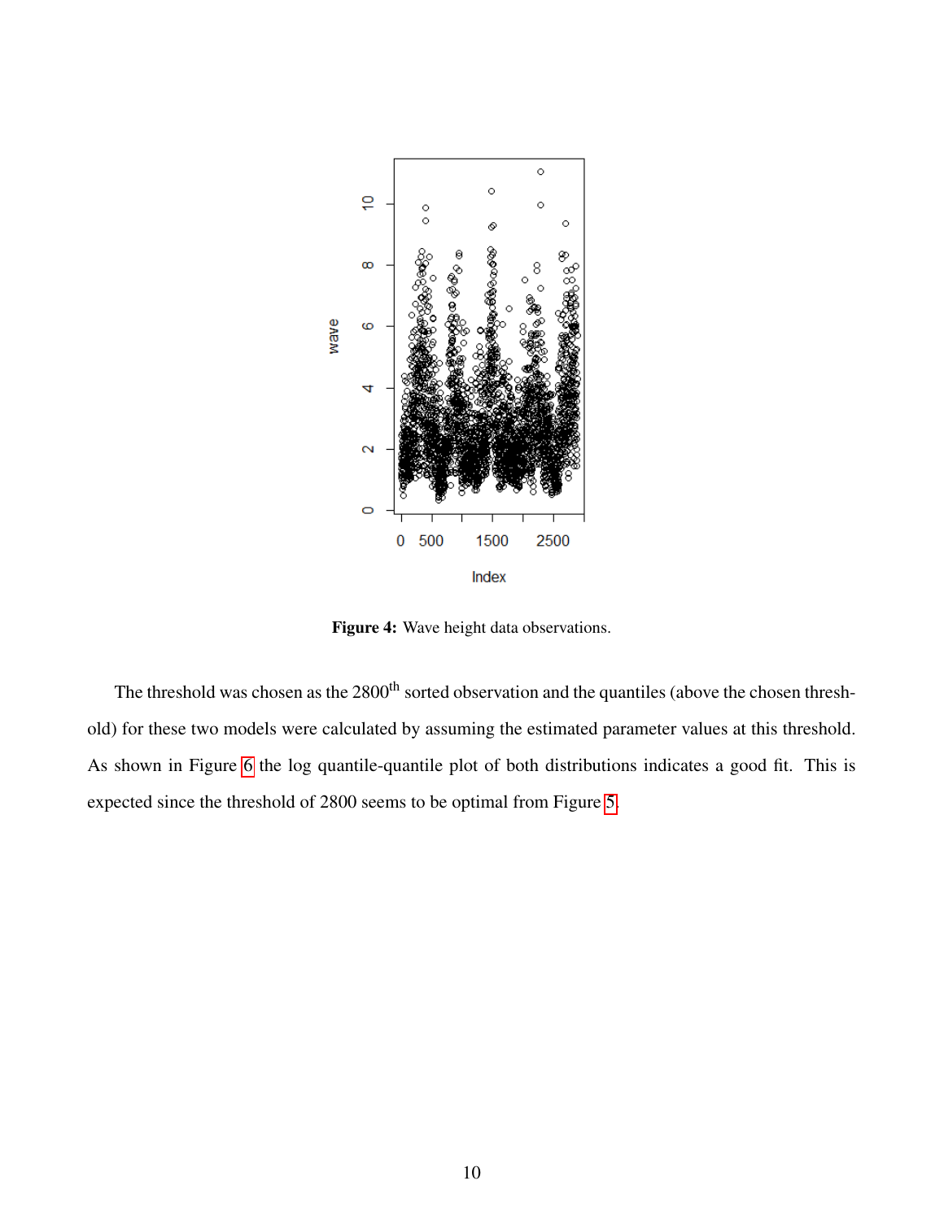Figure 4: Wave height data observations.

The threshold was chosen as the 2800$^{\text{th}}$ sorted observation and the quantiles (above the chosen threshold) for these two models were calculated by assuming the estimated parameter values at this threshold. As shown in Figure 6 the log quantile-quantile plot of both distributions indicates a good fit. This is expected since the threshold of 2800 seems to be optimal from Figure 5.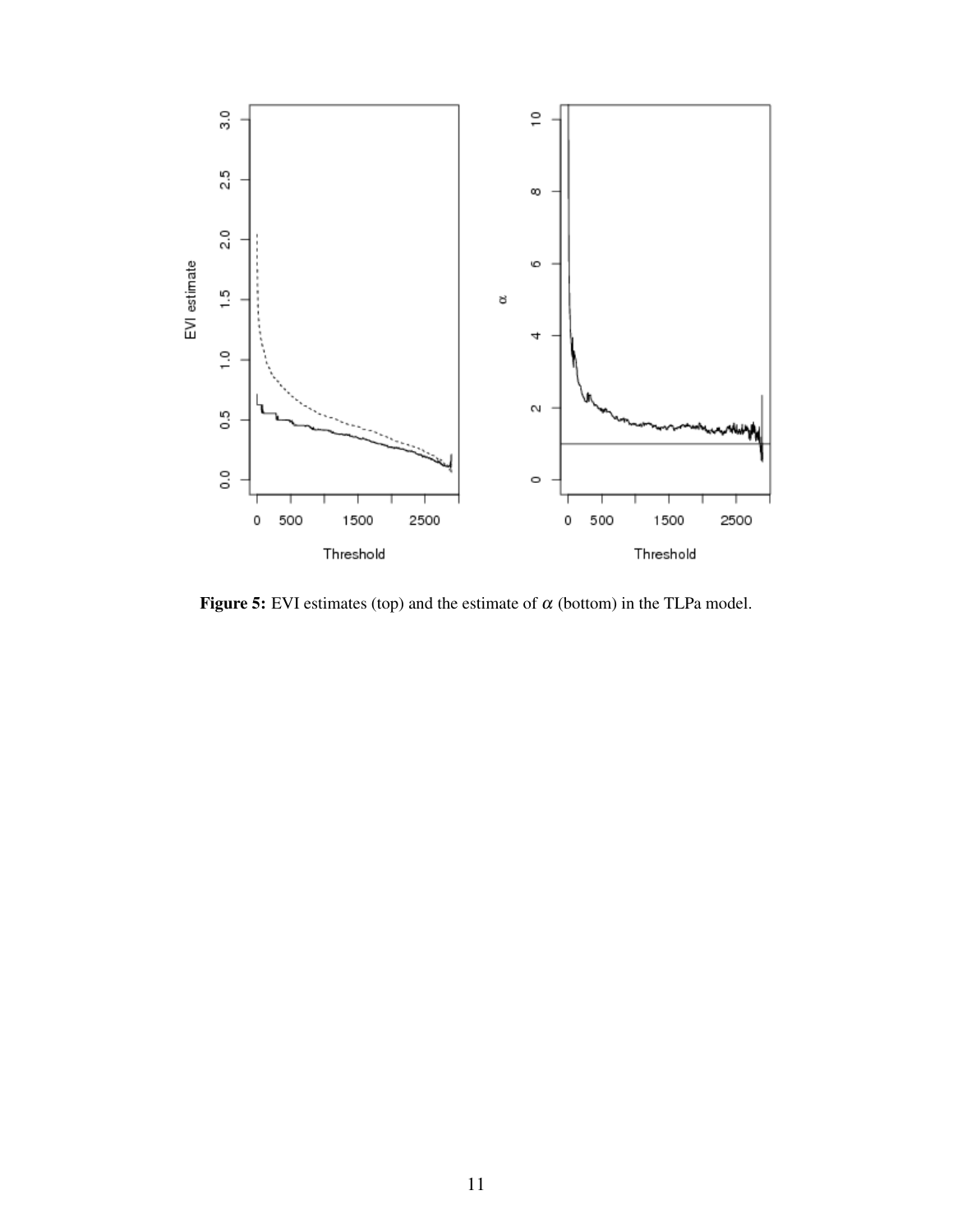**Figure 5:** EVI estimates (top) and the estimate of $\alpha$ (bottom) in the TLPa model.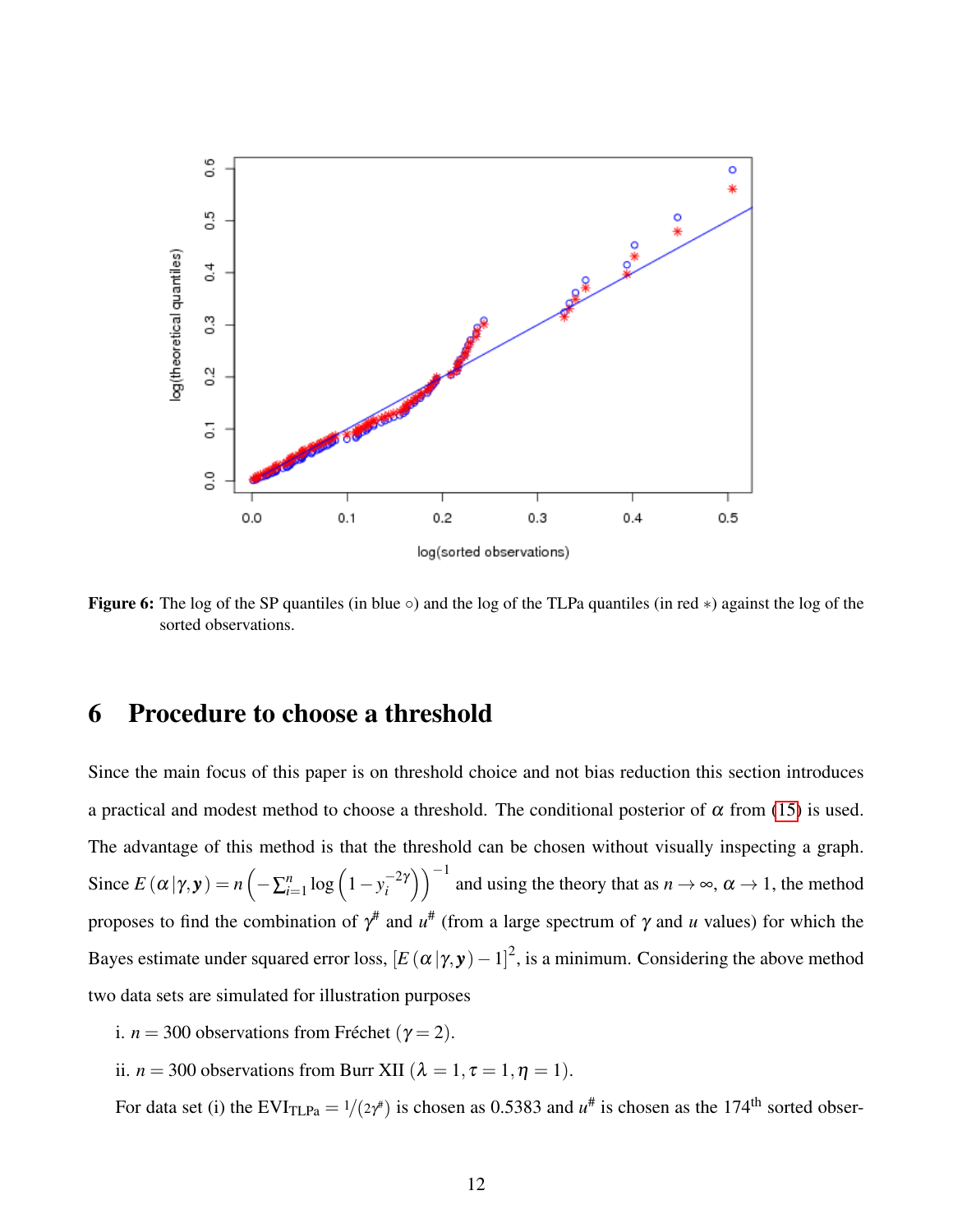Figure 6: The log of the SP quantiles (in blue ○) and the log of the TLPa quantiles (in red $*$) against the log of the sorted observations.

## 6 Procedure to choose a threshold

Since the main focus of this paper is on threshold choice and not bias reduction this section introduces a practical and modest method to choose a threshold. The conditional posterior of $\alpha$ from (15) is used. The advantage of this method is that the threshold can be chosen without visually inspecting a graph. Since $E(\alpha|\gamma, \mathbf{y}) = n\left(-\sum_{i=1}^{n}\log\left(1-y_i^{-2\gamma}\right)\right)^{-1}$ and using the theory that as $n \to \infty$, $\alpha \to 1$, the method proposes to find the combination of $\gamma^{\#}$ and $u^{\#}$ (from a large spectrum of $\gamma$ and $u$ values) for which the Bayes estimate under squared error loss, $[E(\alpha|\gamma, \mathbf{y}) - 1]^2$, is a minimum. Considering the above method two data sets are simulated for illustration purposes

i. $n = 300$ observations from Fréchet ($\gamma = 2$).

ii. $n = 300$ observations from Burr XII ($\lambda = 1, \tau = 1, \eta = 1$).

For data set (i) the $\text{EVI}_{\text{TLPa}} = 1/(2\gamma^{\#})$ is chosen as 0.5383 and $u^{\#}$ is chosen as the 174[th] sorted obser-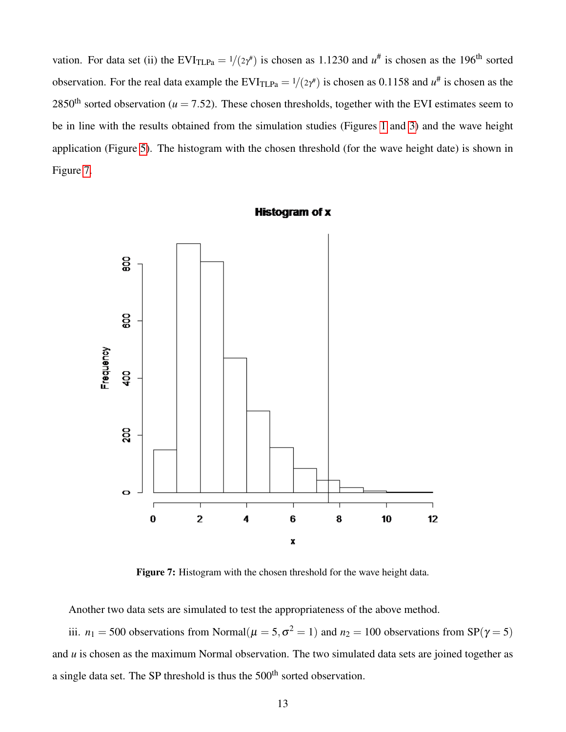vation. For data set (ii) the $\text{EVI}_{\text{TLPa}} = 1/(2\gamma^{\#})$ is chosen as 1.1230 and $u^{\#}$ is chosen as the 196[th] sorted observation. For the real data example the $\text{EVI}_{\text{TLPa}} = 1/(2\gamma^{\#})$ is chosen as 0.1158 and $u^{\#}$ is chosen as the 2850[th] sorted observation ($u = 7.52$). These chosen thresholds, together with the EVI estimates seem to be in line with the results obtained from the simulation studies (Figures 1 and 3) and the wave height application (Figure 5). The histogram with the chosen threshold (for the wave height date) is shown in Figure 7.

**Figure 7:** Histogram with the chosen threshold for the wave height data.

Another two data sets are simulated to test the appropriateness of the above method.

iii. $n_1 = 500$ observations from Normal($\mu = 5, \sigma^2 = 1$) and $n_2 = 100$ observations from SP($\gamma = 5$) and $u$ is chosen as the maximum Normal observation. The two simulated data sets are joined together as a single data set. The SP threshold is thus the 500[th] sorted observation.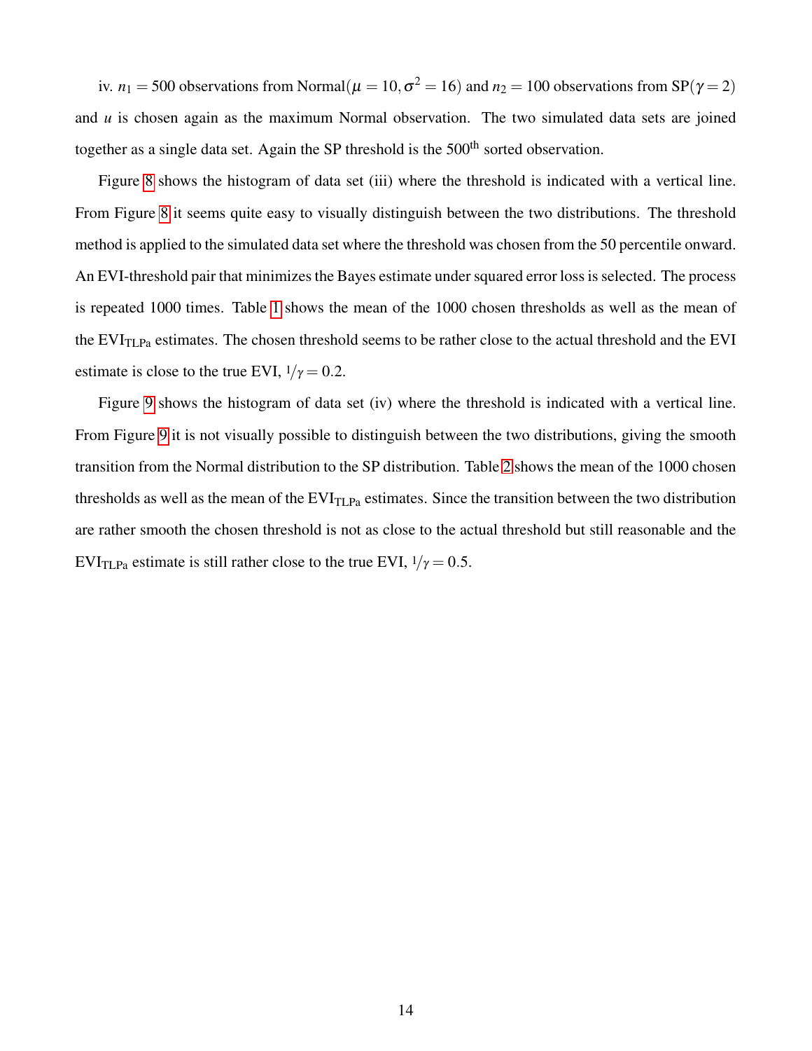iv. $n_1 = 500$ observations from Normal$(\mu = 10, \sigma^2 = 16)$ and $n_2 = 100$ observations from SP$(\gamma = 2)$ and $u$ is chosen again as the maximum Normal observation. The two simulated data sets are joined together as a single data set. Again the SP threshold is the $500^{\text{th}}$ sorted observation.

Figure 8 shows the histogram of data set (iii) where the threshold is indicated with a vertical line. From Figure 8 it seems quite easy to visually distinguish between the two distributions. The threshold method is applied to the simulated data set where the threshold was chosen from the 50 percentile onward. An EVI-threshold pair that minimizes the Bayes estimate under squared error loss is selected. The process is repeated 1000 times. Table 1 shows the mean of the 1000 chosen thresholds as well as the mean of the $\text{EVI}_{\text{TLPa}}$ estimates. The chosen threshold seems to be rather close to the actual threshold and the EVI estimate is close to the true EVI, $1/\gamma = 0.2$.

Figure 9 shows the histogram of data set (iv) where the threshold is indicated with a vertical line. From Figure 9 it is not visually possible to distinguish between the two distributions, giving the smooth transition from the Normal distribution to the SP distribution. Table 2 shows the mean of the 1000 chosen thresholds as well as the mean of the $\text{EVI}_{\text{TLPa}}$ estimates. Since the transition between the two distribution are rather smooth the chosen threshold is not as close to the actual threshold but still reasonable and the $\text{EVI}_{\text{TLPa}}$ estimate is still rather close to the true EVI, $1/\gamma = 0.5$.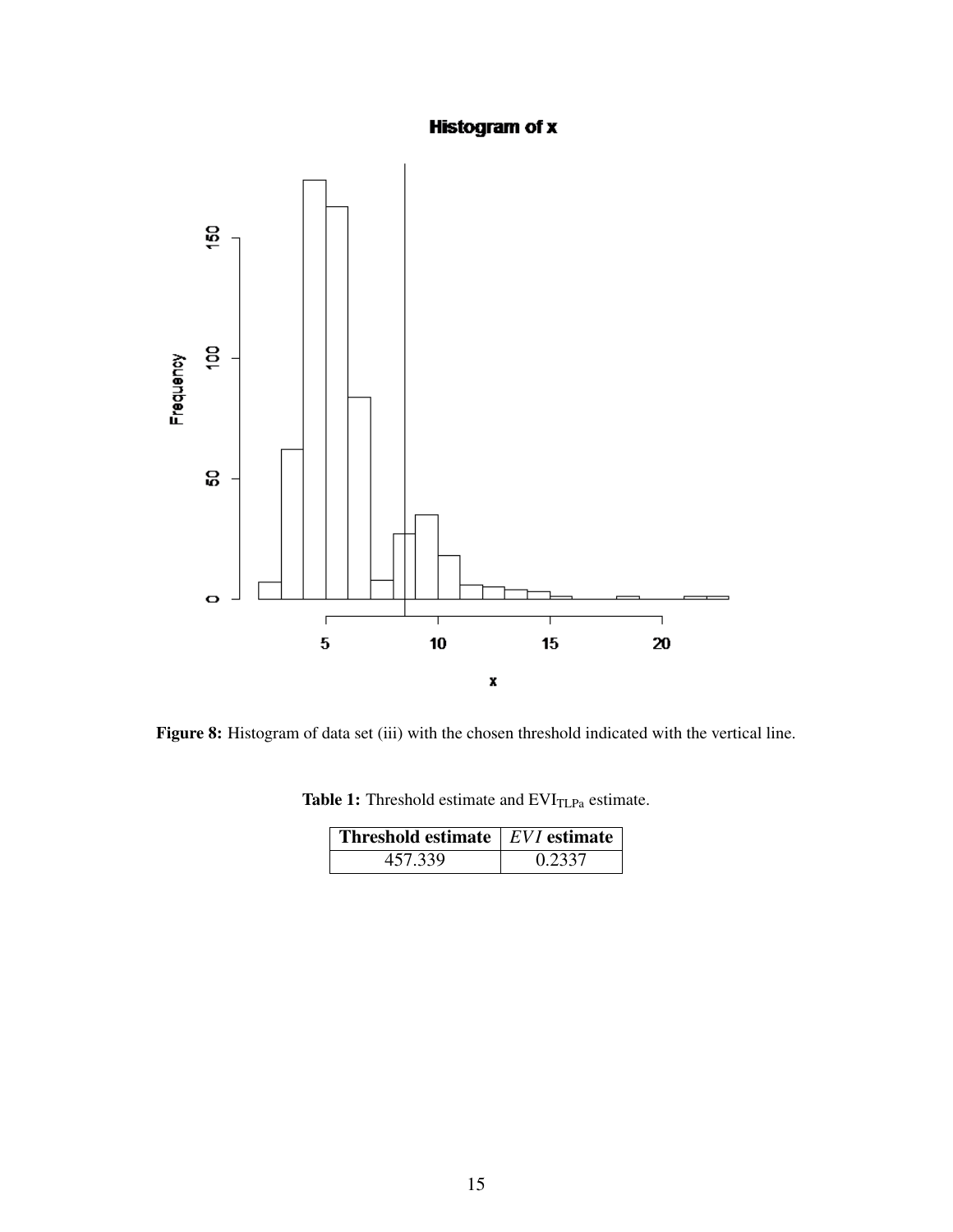Figure 8: Histogram of data set (iii) with the chosen threshold indicated with the vertical line.

**Table 1:** Threshold estimate and $EVI_{TLPa}$ estimate.

| **Threshold estimate** | $EVI$ **estimate** |
|---|---|
| 457.339 | 0.2337 |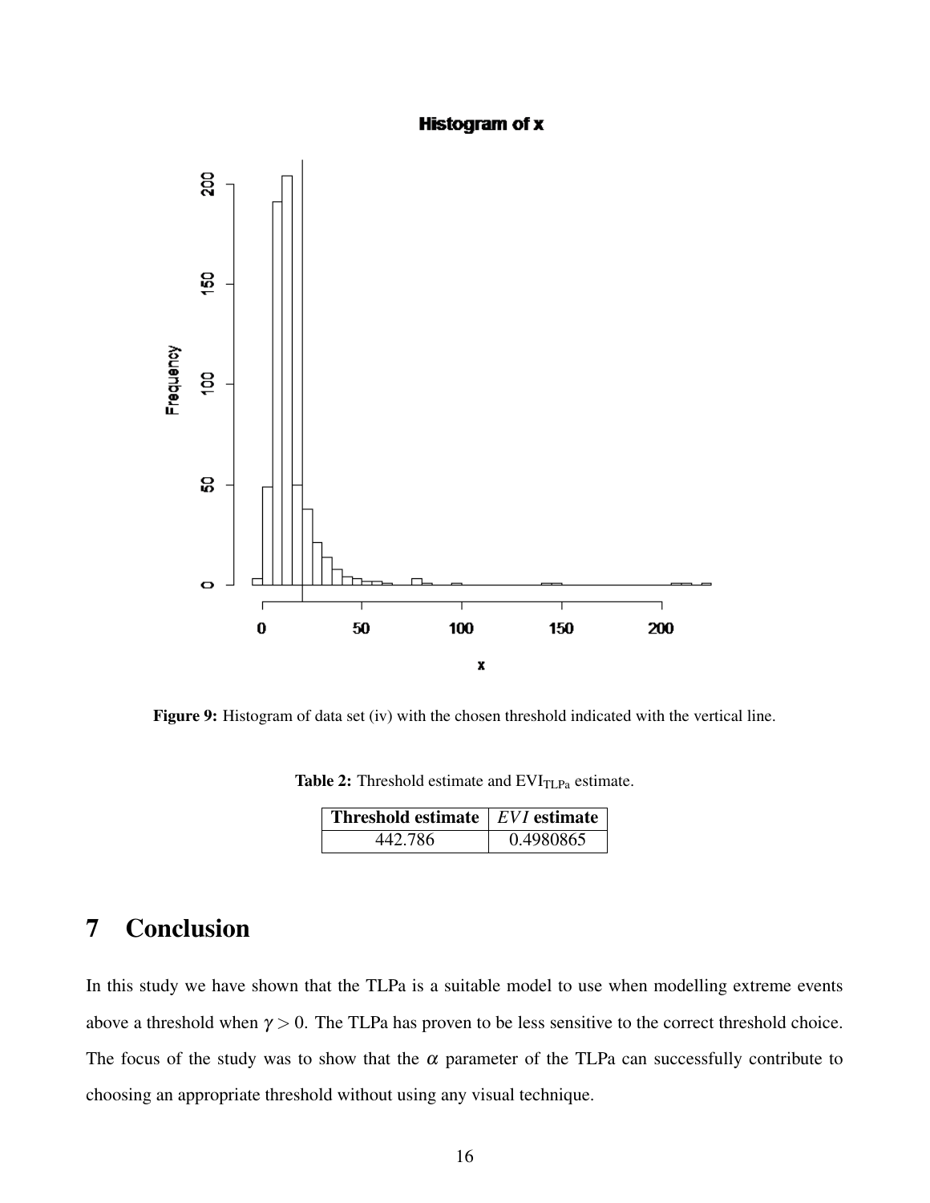**Figure 9:** Histogram of data set (iv) with the chosen threshold indicated with the vertical line.

**Table 2:** Threshold estimate and $\text{EVI}_{\text{TLPa}}$ estimate.

| **Threshold estimate** | ***EVI* estimate** |
|---|---|
| 442.786 | 0.4980865 |

# 7 Conclusion

In this study we have shown that the TLPa is a suitable model to use when modelling extreme events above a threshold when $\gamma > 0$. The TLPa has proven to be less sensitive to the correct threshold choice. The focus of the study was to show that the $\alpha$ parameter of the TLPa can successfully contribute to choosing an appropriate threshold without using any visual technique.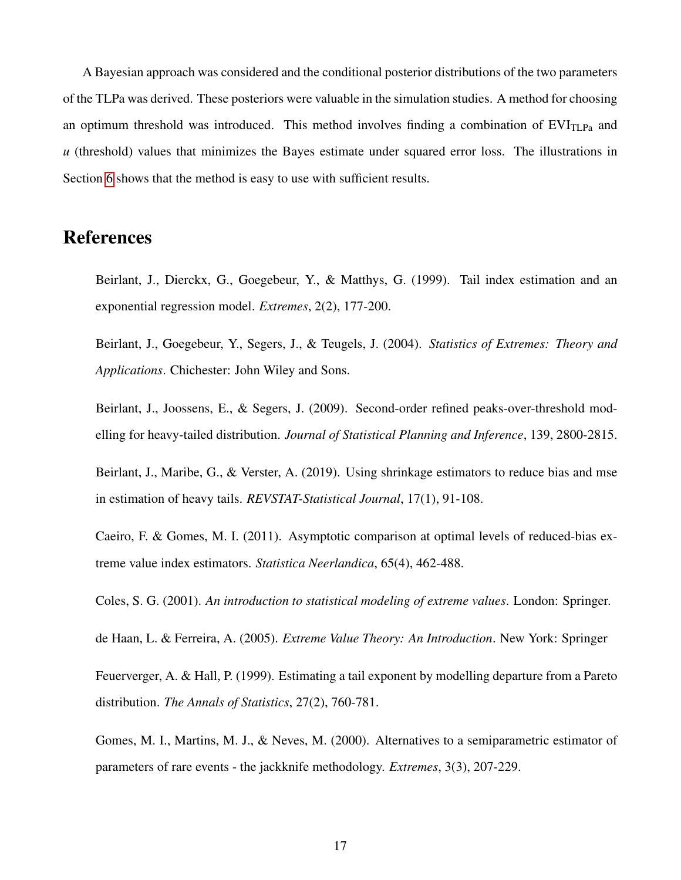A Bayesian approach was considered and the conditional posterior distributions of the two parameters of the TLPa was derived. These posteriors were valuable in the simulation studies. A method for choosing an optimum threshold was introduced. This method involves finding a combination of $\text{EVI}_{\text{TLPa}}$ and $u$ (threshold) values that minimizes the Bayes estimate under squared error loss. The illustrations in Section 6 shows that the method is easy to use with sufficient results.

## References

Beirlant, J., Dierckx, G., Goegebeur, Y., & Matthys, G. (1999). Tail index estimation and an exponential regression model. *Extremes*, 2(2), 177-200.

Beirlant, J., Goegebeur, Y., Segers, J., & Teugels, J. (2004). *Statistics of Extremes: Theory and Applications*. Chichester: John Wiley and Sons.

Beirlant, J., Joossens, E., & Segers, J. (2009). Second-order refined peaks-over-threshold modelling for heavy-tailed distribution. *Journal of Statistical Planning and Inference*, 139, 2800-2815.

Beirlant, J., Maribe, G., & Verster, A. (2019). Using shrinkage estimators to reduce bias and mse in estimation of heavy tails. *REVSTAT-Statistical Journal*, 17(1), 91-108.

Caeiro, F. & Gomes, M. I. (2011). Asymptotic comparison at optimal levels of reduced-bias extreme value index estimators. *Statistica Neerlandica*, 65(4), 462-488.

Coles, S. G. (2001). *An introduction to statistical modeling of extreme values*. London: Springer.

de Haan, L. & Ferreira, A. (2005). *Extreme Value Theory: An Introduction*. New York: Springer

Feuerverger, A. & Hall, P. (1999). Estimating a tail exponent by modelling departure from a Pareto distribution. *The Annals of Statistics*, 27(2), 760-781.

Gomes, M. I., Martins, M. J., & Neves, M. (2000). Alternatives to a semiparametric estimator of parameters of rare events - the jackknife methodology. *Extremes*, 3(3), 207-229.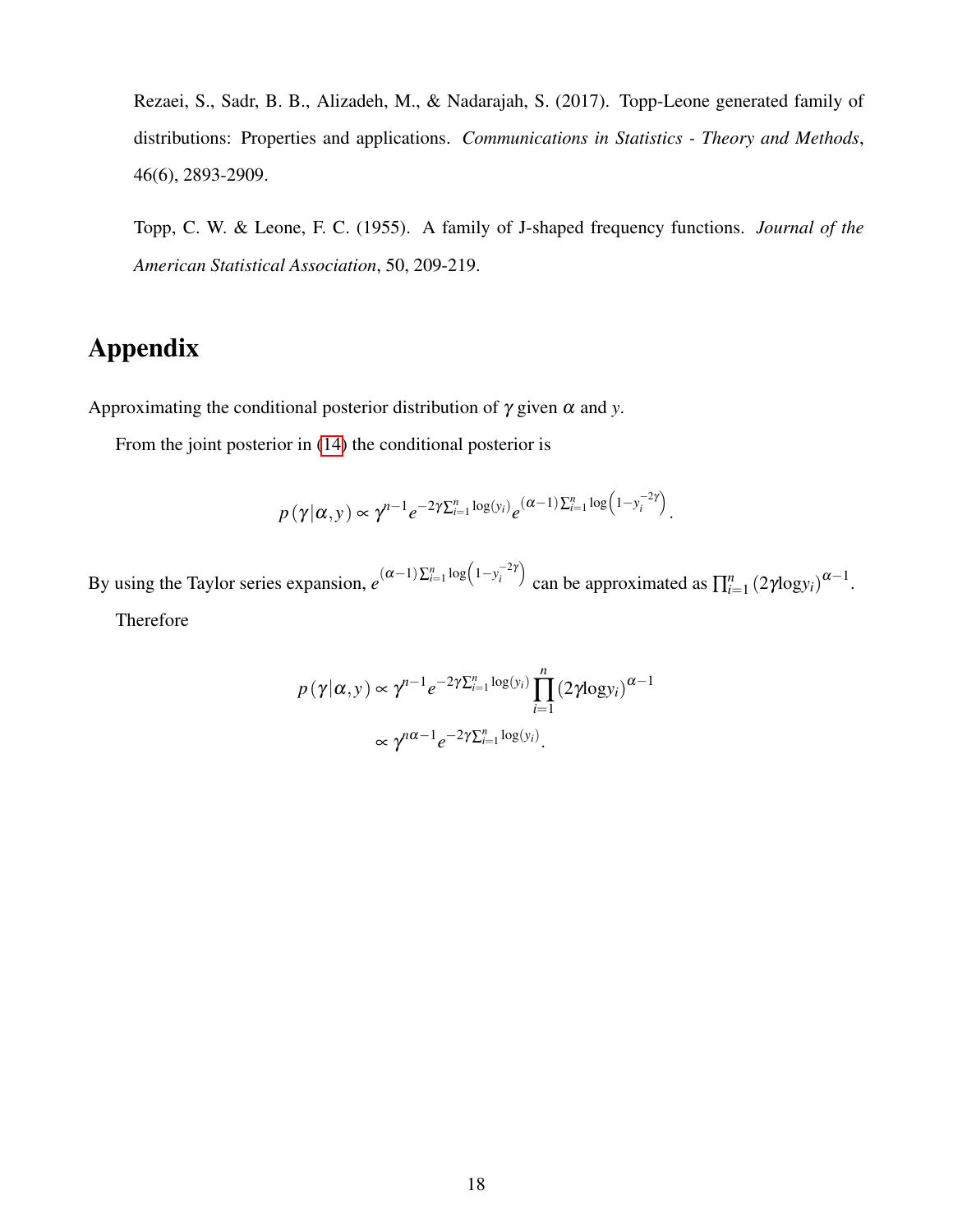Rezaei, S., Sadr, B. B., Alizadeh, M., & Nadarajah, S. (2017). Topp-Leone generated family of distributions: Properties and applications. *Communications in Statistics - Theory and Methods*, 46(6), 2893-2909.

Topp, C. W. & Leone, F. C. (1955). A family of J-shaped frequency functions. *Journal of the American Statistical Association*, 50, 209-219.

# Appendix

Approximating the conditional posterior distribution of $\gamma$ given $\alpha$ and $y$.

From the joint posterior in (14) the conditional posterior is

$$p(\gamma|\alpha, y) \propto \gamma^{n-1} e^{-2\gamma \sum_{i=1}^{n} \log(y_i)} e^{(\alpha-1)\sum_{i=1}^{n} \log\left(1-y_i^{-2\gamma}\right)}.$$

By using the Taylor series expansion, $e^{(\alpha-1)\sum_{i=1}^{n} \log\left(1-y_i^{-2\gamma}\right)}$ can be approximated as $\prod_{i=1}^{n} (2\gamma \log y_i)^{\alpha-1}$.

Therefore

$$\begin{aligned} p(\gamma|\alpha, y) &\propto \gamma^{n-1} e^{-2\gamma \sum_{i=1}^{n} \log(y_i)} \prod_{i=1}^{n} (2\gamma \log y_i)^{\alpha-1} \\ &\propto \gamma^{n\alpha-1} e^{-2\gamma \sum_{i=1}^{n} \log(y_i)}. \end{aligned}$$